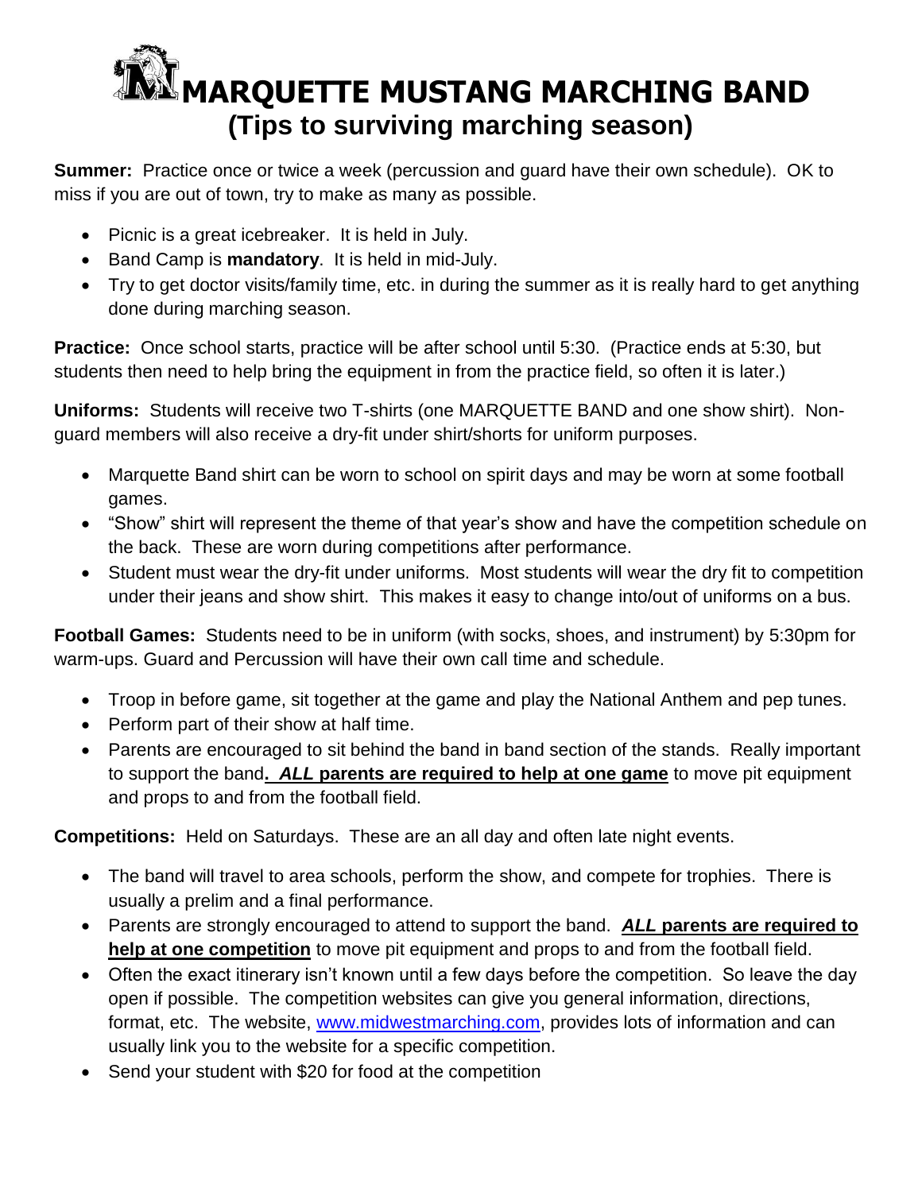# MARQUETTE MUSTANG MARCHING BAND
## (Tips to surviving marching season)

**Summer:** Practice once or twice a week (percussion and guard have their own schedule). OK to miss if you are out of town, try to make as many as possible.

- Picnic is a great icebreaker. It is held in July.
- Band Camp is **mandatory**. It is held in mid-July.
- Try to get doctor visits/family time, etc. in during the summer as it is really hard to get anything done during marching season.

**Practice:** Once school starts, practice will be after school until 5:30. (Practice ends at 5:30, but students then need to help bring the equipment in from the practice field, so often it is later.)

**Uniforms:** Students will receive two T-shirts (one MARQUETTE BAND and one show shirt). Non-guard members will also receive a dry-fit under shirt/shorts for uniform purposes.

- Marquette Band shirt can be worn to school on spirit days and may be worn at some football games.
- "Show" shirt will represent the theme of that year's show and have the competition schedule on the back. These are worn during competitions after performance.
- Student must wear the dry-fit under uniforms. Most students will wear the dry fit to competition under their jeans and show shirt. This makes it easy to change into/out of uniforms on a bus.

**Football Games:** Students need to be in uniform (with socks, shoes, and instrument) by 5:30pm for warm-ups. Guard and Percussion will have their own call time and schedule.

- Troop in before game, sit together at the game and play the National Anthem and pep tunes.
- Perform part of their show at half time.
- Parents are encouraged to sit behind the band in band section of the stands. Really important to support the band**. *ALL* parents are required to help at one game** to move pit equipment and props to and from the football field.

**Competitions:** Held on Saturdays. These are an all day and often late night events.

- The band will travel to area schools, perform the show, and compete for trophies. There is usually a prelim and a final performance.
- Parents are strongly encouraged to attend to support the band. ***ALL* parents are required to help at one competition** to move pit equipment and props to and from the football field.
- Often the exact itinerary isn't known until a few days before the competition. So leave the day open if possible. The competition websites can give you general information, directions, format, etc. The website, www.midwestmarching.com, provides lots of information and can usually link you to the website for a specific competition.
- Send your student with $20 for food at the competition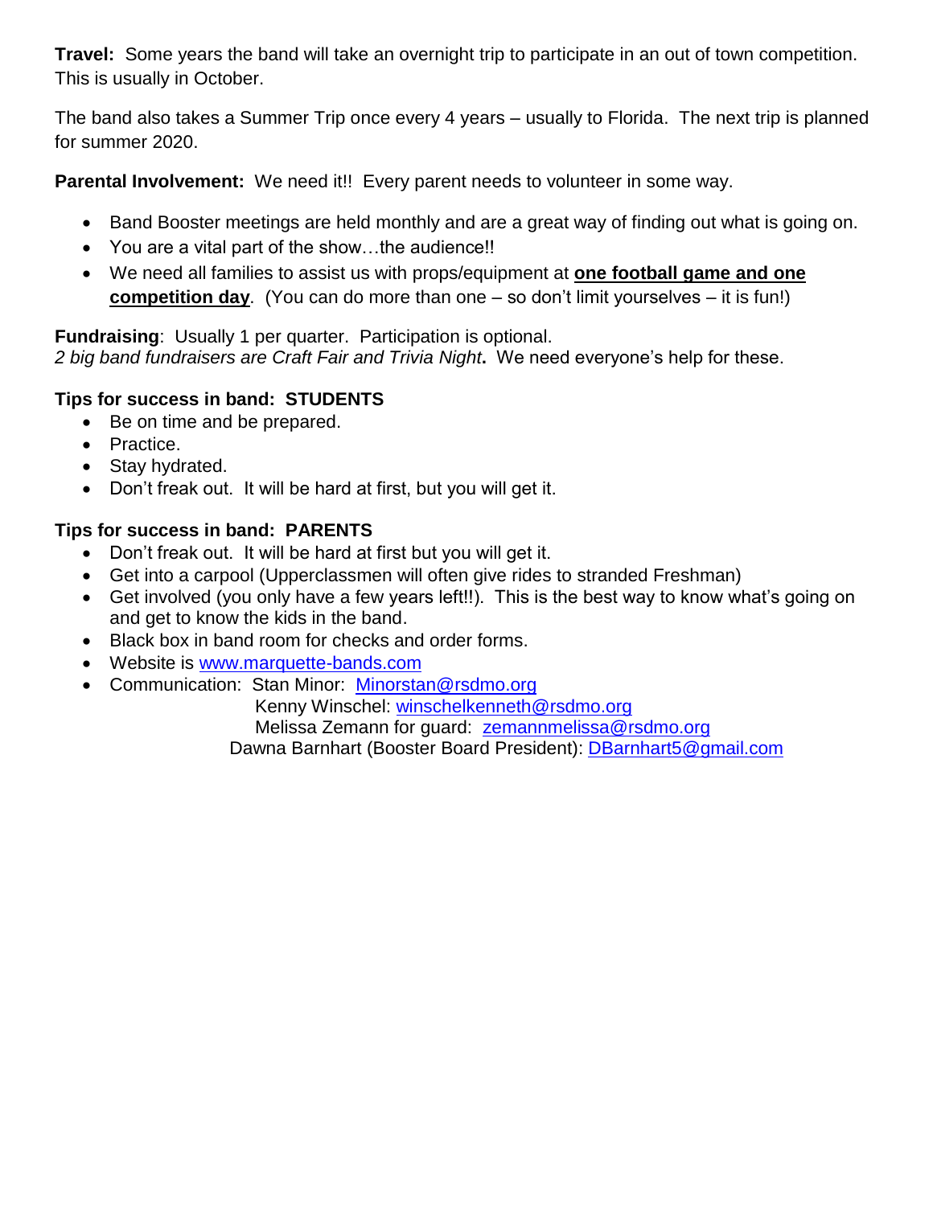**Travel:** Some years the band will take an overnight trip to participate in an out of town competition. This is usually in October.

The band also takes a Summer Trip once every 4 years – usually to Florida. The next trip is planned for summer 2020.

**Parental Involvement:** We need it!! Every parent needs to volunteer in some way.

- Band Booster meetings are held monthly and are a great way of finding out what is going on.
- You are a vital part of the show…the audience!!
- We need all families to assist us with props/equipment at **one football game and one competition day**. (You can do more than one – so don't limit yourselves – it is fun!)

**Fundraising**: Usually 1 per quarter. Participation is optional.
*2 big band fundraisers are Craft Fair and Trivia Night***.** We need everyone's help for these.

**Tips for success in band: STUDENTS**

- Be on time and be prepared.
- Practice.
- Stay hydrated.
- Don't freak out. It will be hard at first, but you will get it.

**Tips for success in band: PARENTS**

- Don't freak out. It will be hard at first but you will get it.
- Get into a carpool (Upperclassmen will often give rides to stranded Freshman)
- Get involved (you only have a few years left!!). This is the best way to know what's going on and get to know the kids in the band.
- Black box in band room for checks and order forms.
- Website is www.marquette-bands.com
- Communication: Stan Minor: Minorstan@rsdmo.org
  Kenny Winschel: winschelkenneth@rsdmo.org
  Melissa Zemann for guard: zemannmelissa@rsdmo.org
  Dawna Barnhart (Booster Board President): DBarnhart5@gmail.com